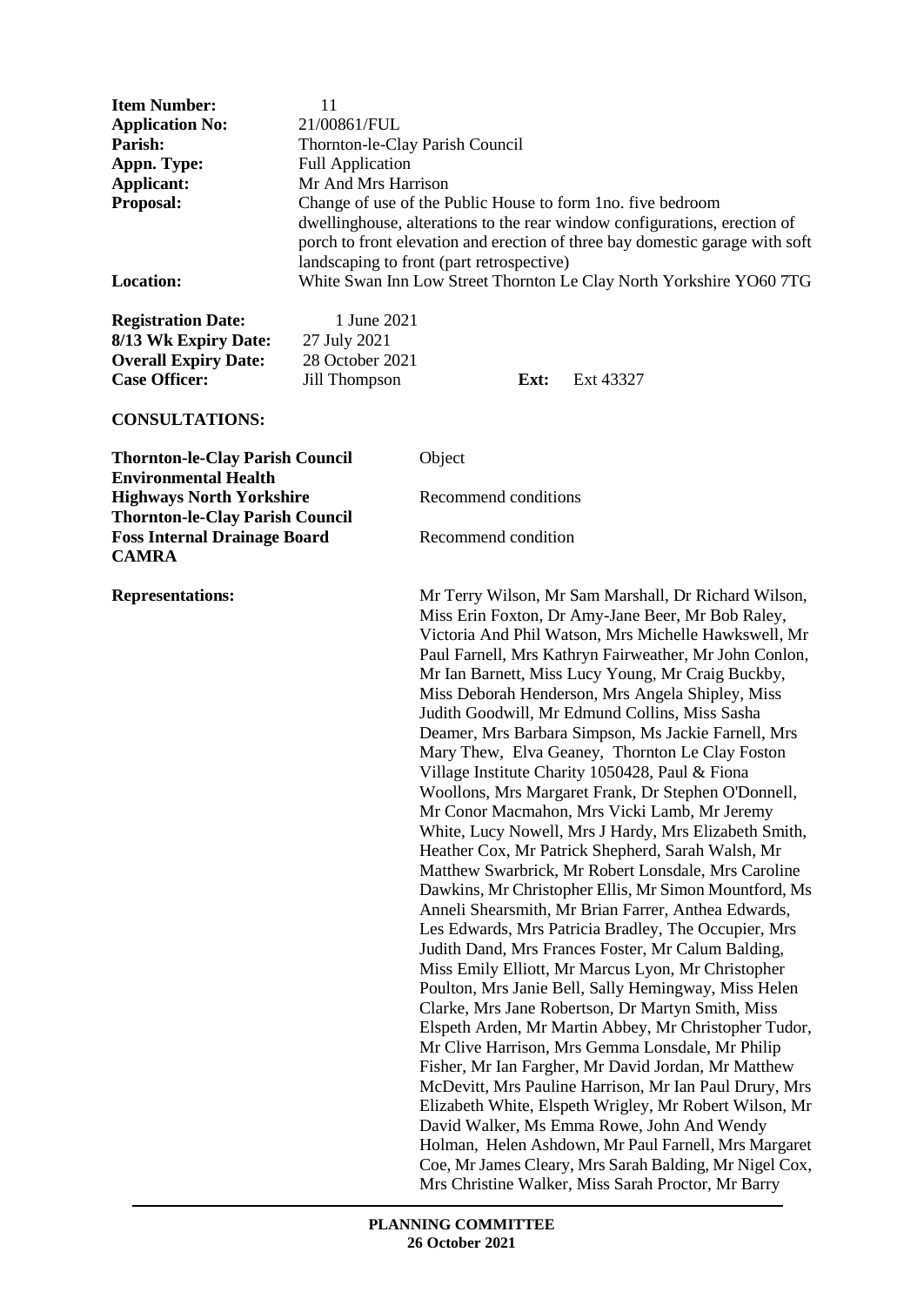| | |
|---|---|
| **Item Number:** | 11 |
| **Application No:** | 21/00861/FUL |
| **Parish:** | Thornton-le-Clay Parish Council |
| **Appn. Type:** | Full Application |
| **Applicant:** | Mr And Mrs Harrison |
| **Proposal:** | Change of use of the Public House to form 1no. five bedroom dwellinghouse, alterations to the rear window configurations, erection of porch to front elevation and erection of three bay domestic garage with soft landscaping to front (part retrospective) |
| **Location:** | White Swan Inn Low Street Thornton Le Clay North Yorkshire YO60 7TG |

| | | | |
|---|---|---|---|
| **Registration Date:** | 1 June 2021 | | |
| **8/13 Wk Expiry Date:** | 27 July 2021 | | |
| **Overall Expiry Date:** | 28 October 2021 | | |
| **Case Officer:** | Jill Thompson | **Ext:** | Ext 43327 |

**CONSULTATIONS:**

| | |
|---|---|
| **Thornton-le-Clay Parish Council** | Object |
| **Environmental Health** | |
| **Highways North Yorkshire** | Recommend conditions |
| **Thornton-le-Clay Parish Council** | |
| **Foss Internal Drainage Board** | Recommend condition |
| **CAMRA** | |

**Representations:** Mr Terry Wilson, Mr Sam Marshall, Dr Richard Wilson, Miss Erin Foxton, Dr Amy-Jane Beer, Mr Bob Raley, Victoria And Phil Watson, Mrs Michelle Hawkswell, Mr Paul Farnell, Mrs Kathryn Fairweather, Mr John Conlon, Mr Ian Barnett, Miss Lucy Young, Mr Craig Buckby, Miss Deborah Henderson, Mrs Angela Shipley, Miss Judith Goodwill, Mr Edmund Collins, Miss Sasha Deamer, Mrs Barbara Simpson, Ms Jackie Farnell, Mrs Mary Thew, Elva Geaney, Thornton Le Clay Foston Village Institute Charity 1050428, Paul & Fiona Woollons, Mrs Margaret Frank, Dr Stephen O'Donnell, Mr Conor Macmahon, Mrs Vicki Lamb, Mr Jeremy White, Lucy Nowell, Mrs J Hardy, Mrs Elizabeth Smith, Heather Cox, Mr Patrick Shepherd, Sarah Walsh, Mr Matthew Swarbrick, Mr Robert Lonsdale, Mrs Caroline Dawkins, Mr Christopher Ellis, Mr Simon Mountford, Ms Anneli Shearsmith, Mr Brian Farrer, Anthea Edwards, Les Edwards, Mrs Patricia Bradley, The Occupier, Mrs Judith Dand, Mrs Frances Foster, Mr Calum Balding, Miss Emily Elliott, Mr Marcus Lyon, Mr Christopher Poulton, Mrs Janie Bell, Sally Hemingway, Miss Helen Clarke, Mrs Jane Robertson, Dr Martyn Smith, Miss Elspeth Arden, Mr Martin Abbey, Mr Christopher Tudor, Mr Clive Harrison, Mrs Gemma Lonsdale, Mr Philip Fisher, Mr Ian Fargher, Mr David Jordan, Mr Matthew McDevitt, Mrs Pauline Harrison, Mr Ian Paul Drury, Mrs Elizabeth White, Elspeth Wrigley, Mr Robert Wilson, Mr David Walker, Ms Emma Rowe, John And Wendy Holman, Helen Ashdown, Mr Paul Farnell, Mrs Margaret Coe, Mr James Cleary, Mrs Sarah Balding, Mr Nigel Cox, Mrs Christine Walker, Miss Sarah Proctor, Mr Barry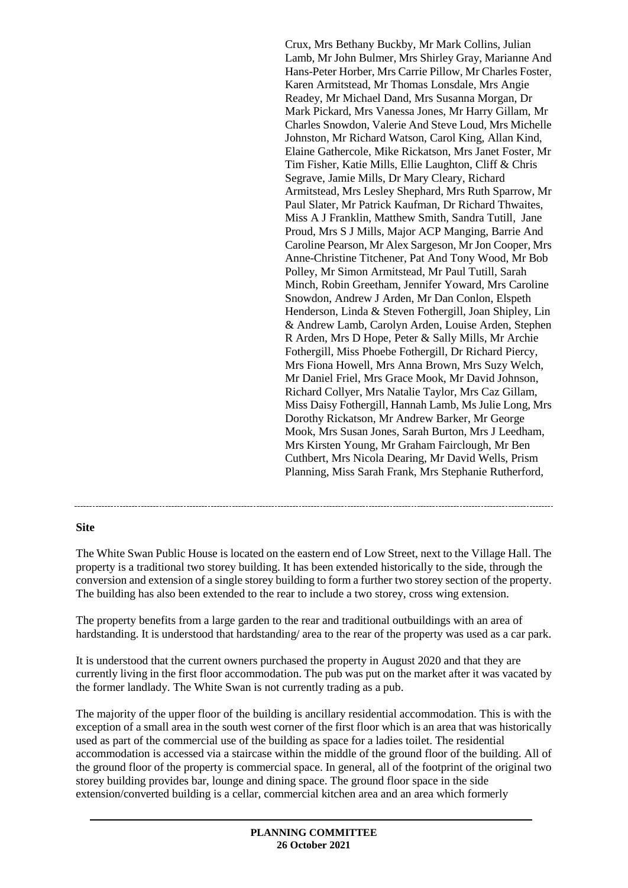Crux, Mrs Bethany Buckby, Mr Mark Collins, Julian Lamb, Mr John Bulmer, Mrs Shirley Gray, Marianne And Hans-Peter Horber, Mrs Carrie Pillow, Mr Charles Foster, Karen Armitstead, Mr Thomas Lonsdale, Mrs Angie Readey, Mr Michael Dand, Mrs Susanna Morgan, Dr Mark Pickard, Mrs Vanessa Jones, Mr Harry Gillam, Mr Charles Snowdon, Valerie And Steve Loud, Mrs Michelle Johnston, Mr Richard Watson, Carol King, Allan Kind, Elaine Gathercole, Mike Rickatson, Mrs Janet Foster, Mr Tim Fisher, Katie Mills, Ellie Laughton, Cliff & Chris Segrave, Jamie Mills, Dr Mary Cleary, Richard Armitstead, Mrs Lesley Shephard, Mrs Ruth Sparrow, Mr Paul Slater, Mr Patrick Kaufman, Dr Richard Thwaites, Miss A J Franklin, Matthew Smith, Sandra Tutill, Jane Proud, Mrs S J Mills, Major ACP Manging, Barrie And Caroline Pearson, Mr Alex Sargeson, Mr Jon Cooper, Mrs Anne-Christine Titchener, Pat And Tony Wood, Mr Bob Polley, Mr Simon Armitstead, Mr Paul Tutill, Sarah Minch, Robin Greetham, Jennifer Yoward, Mrs Caroline Snowdon, Andrew J Arden, Mr Dan Conlon, Elspeth Henderson, Linda & Steven Fothergill, Joan Shipley, Lin & Andrew Lamb, Carolyn Arden, Louise Arden, Stephen R Arden, Mrs D Hope, Peter & Sally Mills, Mr Archie Fothergill, Miss Phoebe Fothergill, Dr Richard Piercy, Mrs Fiona Howell, Mrs Anna Brown, Mrs Suzy Welch, Mr Daniel Friel, Mrs Grace Mook, Mr David Johnson, Richard Collyer, Mrs Natalie Taylor, Mrs Caz Gillam, Miss Daisy Fothergill, Hannah Lamb, Ms Julie Long, Mrs Dorothy Rickatson, Mr Andrew Barker, Mr George Mook, Mrs Susan Jones, Sarah Burton, Mrs J Leedham, Mrs Kirsten Young, Mr Graham Fairclough, Mr Ben Cuthbert, Mrs Nicola Dearing, Mr David Wells, Prism Planning, Miss Sarah Frank, Mrs Stephanie Rutherford,

---

**Site**

The White Swan Public House is located on the eastern end of Low Street, next to the Village Hall. The property is a traditional two storey building. It has been extended historically to the side, through the conversion and extension of a single storey building to form a further two storey section of the property. The building has also been extended to the rear to include a two storey, cross wing extension.

The property benefits from a large garden to the rear and traditional outbuildings with an area of hardstanding. It is understood that hardstanding/ area to the rear of the property was used as a car park.

It is understood that the current owners purchased the property in August 2020 and that they are currently living in the first floor accommodation. The pub was put on the market after it was vacated by the former landlady. The White Swan is not currently trading as a pub.

The majority of the upper floor of the building is ancillary residential accommodation. This is with the exception of a small area in the south west corner of the first floor which is an area that was historically used as part of the commercial use of the building as space for a ladies toilet. The residential accommodation is accessed via a staircase within the middle of the ground floor of the building. All of the ground floor of the property is commercial space. In general, all of the footprint of the original two storey building provides bar, lounge and dining space. The ground floor space in the side extension/converted building is a cellar, commercial kitchen area and an area which formerly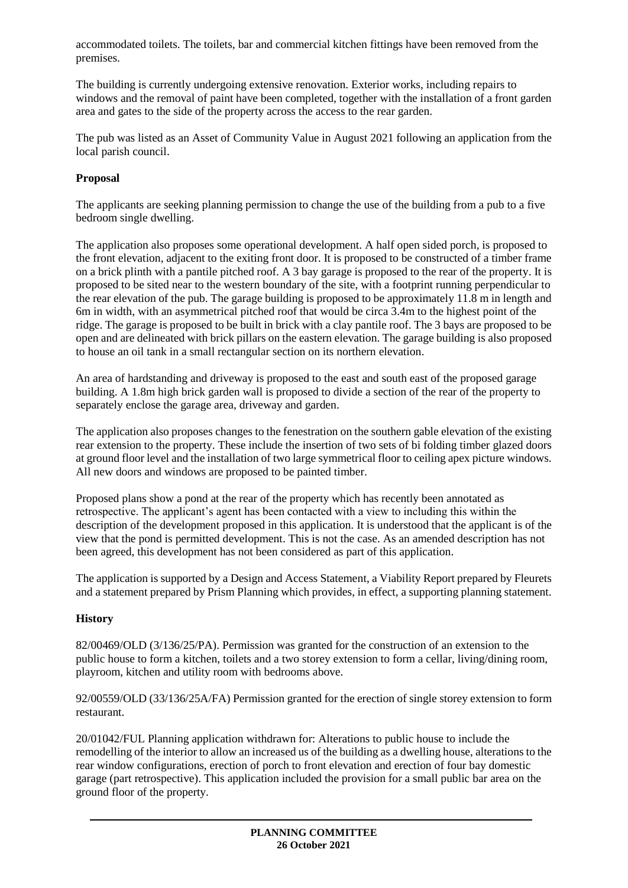accommodated toilets. The toilets, bar and commercial kitchen fittings have been removed from the premises.

The building is currently undergoing extensive renovation. Exterior works, including repairs to windows and the removal of paint have been completed, together with the installation of a front garden area and gates to the side of the property across the access to the rear garden.

The pub was listed as an Asset of Community Value in August 2021 following an application from the local parish council.

**Proposal**

The applicants are seeking planning permission to change the use of the building from a pub to a five bedroom single dwelling.

The application also proposes some operational development. A half open sided porch, is proposed to the front elevation, adjacent to the exiting front door. It is proposed to be constructed of a timber frame on a brick plinth with a pantile pitched roof. A 3 bay garage is proposed to the rear of the property. It is proposed to be sited near to the western boundary of the site, with a footprint running perpendicular to the rear elevation of the pub. The garage building is proposed to be approximately 11.8 m in length and 6m in width, with an asymmetrical pitched roof that would be circa 3.4m to the highest point of the ridge. The garage is proposed to be built in brick with a clay pantile roof. The 3 bays are proposed to be open and are delineated with brick pillars on the eastern elevation. The garage building is also proposed to house an oil tank in a small rectangular section on its northern elevation.

An area of hardstanding and driveway is proposed to the east and south east of the proposed garage building. A 1.8m high brick garden wall is proposed to divide a section of the rear of the property to separately enclose the garage area, driveway and garden.

The application also proposes changes to the fenestration on the southern gable elevation of the existing rear extension to the property. These include the insertion of two sets of bi folding timber glazed doors at ground floor level and the installation of two large symmetrical floor to ceiling apex picture windows. All new doors and windows are proposed to be painted timber.

Proposed plans show a pond at the rear of the property which has recently been annotated as retrospective. The applicant's agent has been contacted with a view to including this within the description of the development proposed in this application. It is understood that the applicant is of the view that the pond is permitted development. This is not the case. As an amended description has not been agreed, this development has not been considered as part of this application.

The application is supported by a Design and Access Statement, a Viability Report prepared by Fleurets and a statement prepared by Prism Planning which provides, in effect, a supporting planning statement.

**History**

82/00469/OLD (3/136/25/PA). Permission was granted for the construction of an extension to the public house to form a kitchen, toilets and a two storey extension to form a cellar, living/dining room, playroom, kitchen and utility room with bedrooms above.

92/00559/OLD (33/136/25A/FA) Permission granted for the erection of single storey extension to form restaurant.

20/01042/FUL Planning application withdrawn for: Alterations to public house to include the remodelling of the interior to allow an increased us of the building as a dwelling house, alterations to the rear window configurations, erection of porch to front elevation and erection of four bay domestic garage (part retrospective). This application included the provision for a small public bar area on the ground floor of the property.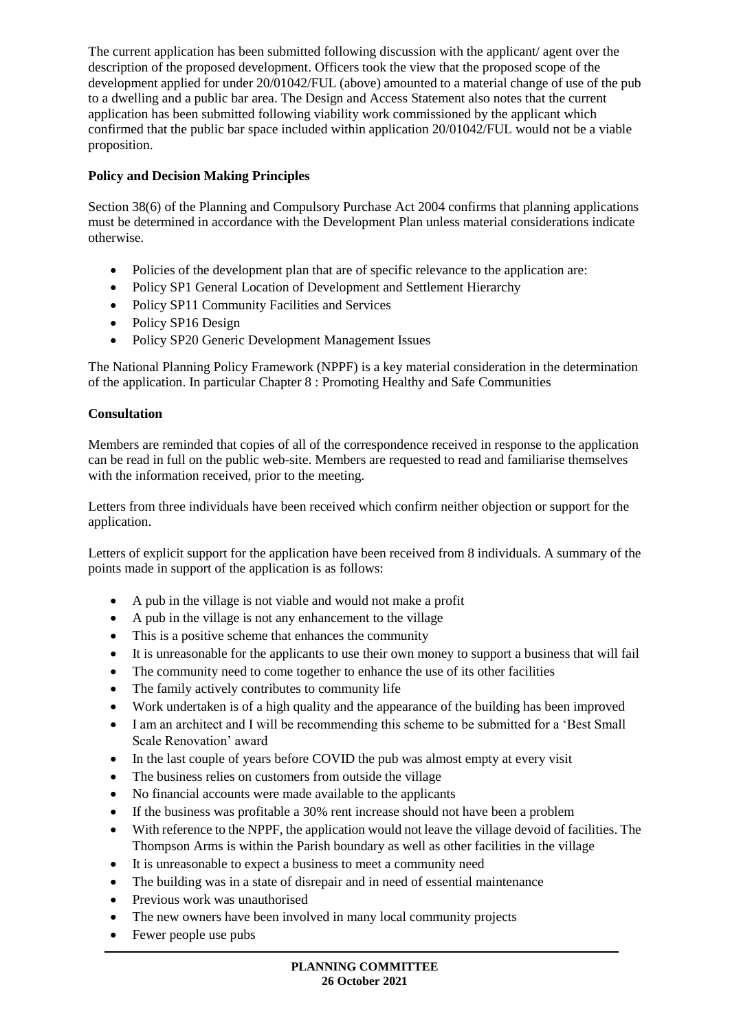The current application has been submitted following discussion with the applicant/ agent over the description of the proposed development. Officers took the view that the proposed scope of the development applied for under 20/01042/FUL (above) amounted to a material change of use of the pub to a dwelling and a public bar area. The Design and Access Statement also notes that the current application has been submitted following viability work commissioned by the applicant which confirmed that the public bar space included within application 20/01042/FUL would not be a viable proposition.

**Policy and Decision Making Principles**

Section 38(6) of the Planning and Compulsory Purchase Act 2004 confirms that planning applications must be determined in accordance with the Development Plan unless material considerations indicate otherwise.

- Policies of the development plan that are of specific relevance to the application are:
- Policy SP1 General Location of Development and Settlement Hierarchy
- Policy SP11 Community Facilities and Services
- Policy SP16 Design
- Policy SP20 Generic Development Management Issues

The National Planning Policy Framework (NPPF) is a key material consideration in the determination of the application. In particular Chapter 8 : Promoting Healthy and Safe Communities

**Consultation**

Members are reminded that copies of all of the correspondence received in response to the application can be read in full on the public web-site. Members are requested to read and familiarise themselves with the information received, prior to the meeting.

Letters from three individuals have been received which confirm neither objection or support for the application.

Letters of explicit support for the application have been received from 8 individuals. A summary of the points made in support of the application is as follows:

- A pub in the village is not viable and would not make a profit
- A pub in the village is not any enhancement to the village
- This is a positive scheme that enhances the community
- It is unreasonable for the applicants to use their own money to support a business that will fail
- The community need to come together to enhance the use of its other facilities
- The family actively contributes to community life
- Work undertaken is of a high quality and the appearance of the building has been improved
- I am an architect and I will be recommending this scheme to be submitted for a 'Best Small Scale Renovation' award
- In the last couple of years before COVID the pub was almost empty at every visit
- The business relies on customers from outside the village
- No financial accounts were made available to the applicants
- If the business was profitable a 30% rent increase should not have been a problem
- With reference to the NPPF, the application would not leave the village devoid of facilities. The Thompson Arms is within the Parish boundary as well as other facilities in the village
- It is unreasonable to expect a business to meet a community need
- The building was in a state of disrepair and in need of essential maintenance
- Previous work was unauthorised
- The new owners have been involved in many local community projects
- Fewer people use pubs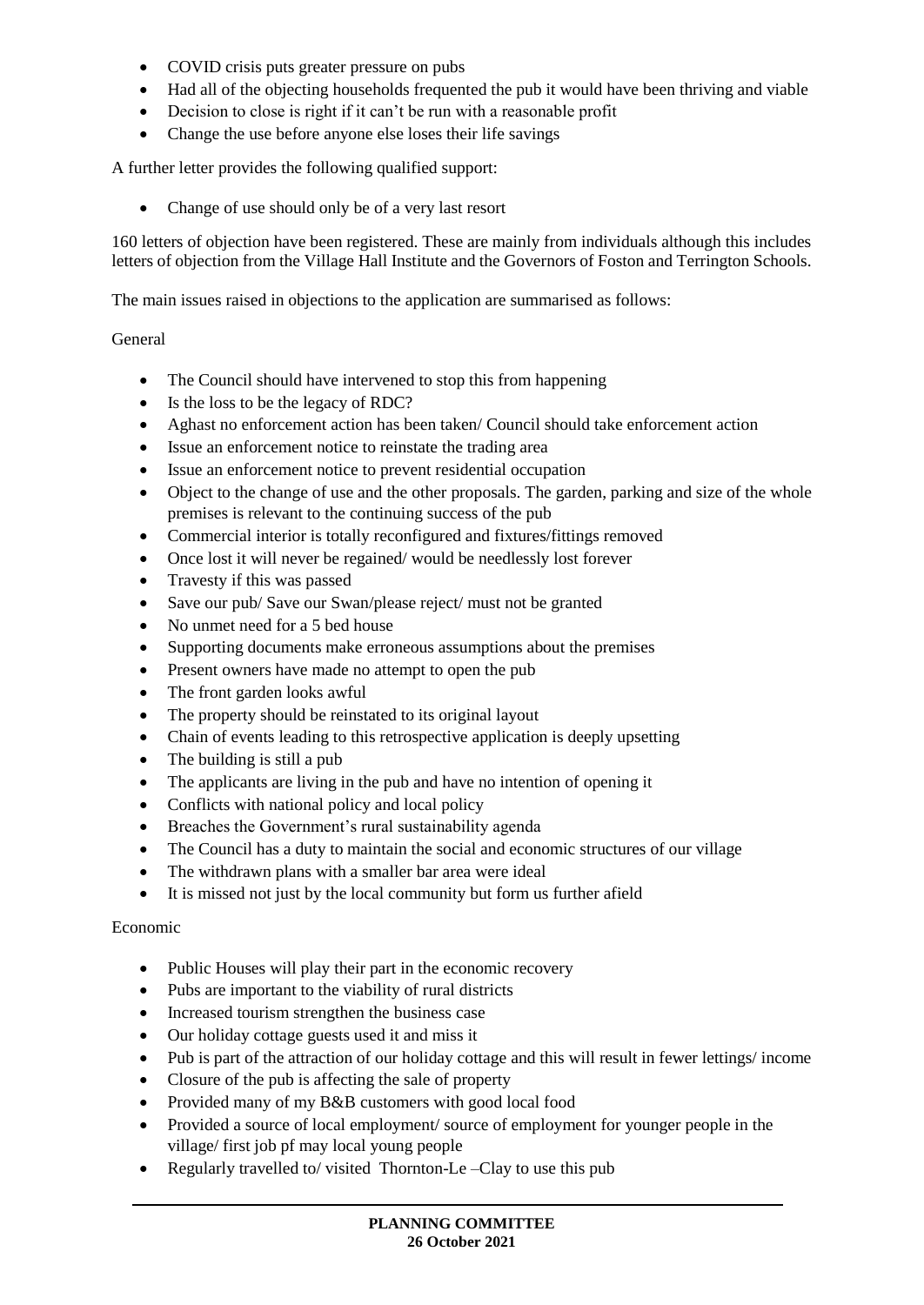- COVID crisis puts greater pressure on pubs
- Had all of the objecting households frequented the pub it would have been thriving and viable
- Decision to close is right if it can't be run with a reasonable profit
- Change the use before anyone else loses their life savings

A further letter provides the following qualified support:

- Change of use should only be of a very last resort

160 letters of objection have been registered. These are mainly from individuals although this includes letters of objection from the Village Hall Institute and the Governors of Foston and Terrington Schools.

The main issues raised in objections to the application are summarised as follows:

General

- The Council should have intervened to stop this from happening
- Is the loss to be the legacy of RDC?
- Aghast no enforcement action has been taken/ Council should take enforcement action
- Issue an enforcement notice to reinstate the trading area
- Issue an enforcement notice to prevent residential occupation
- Object to the change of use and the other proposals. The garden, parking and size of the whole premises is relevant to the continuing success of the pub
- Commercial interior is totally reconfigured and fixtures/fittings removed
- Once lost it will never be regained/ would be needlessly lost forever
- Travesty if this was passed
- Save our pub/ Save our Swan/please reject/ must not be granted
- No unmet need for a 5 bed house
- Supporting documents make erroneous assumptions about the premises
- Present owners have made no attempt to open the pub
- The front garden looks awful
- The property should be reinstated to its original layout
- Chain of events leading to this retrospective application is deeply upsetting
- The building is still a pub
- The applicants are living in the pub and have no intention of opening it
- Conflicts with national policy and local policy
- Breaches the Government's rural sustainability agenda
- The Council has a duty to maintain the social and economic structures of our village
- The withdrawn plans with a smaller bar area were ideal
- It is missed not just by the local community but form us further afield

Economic

- Public Houses will play their part in the economic recovery
- Pubs are important to the viability of rural districts
- Increased tourism strengthen the business case
- Our holiday cottage guests used it and miss it
- Pub is part of the attraction of our holiday cottage and this will result in fewer lettings/ income
- Closure of the pub is affecting the sale of property
- Provided many of my B&B customers with good local food
- Provided a source of local employment/ source of employment for younger people in the village/ first job pf may local young people
- Regularly travelled to/ visited Thornton-Le –Clay to use this pub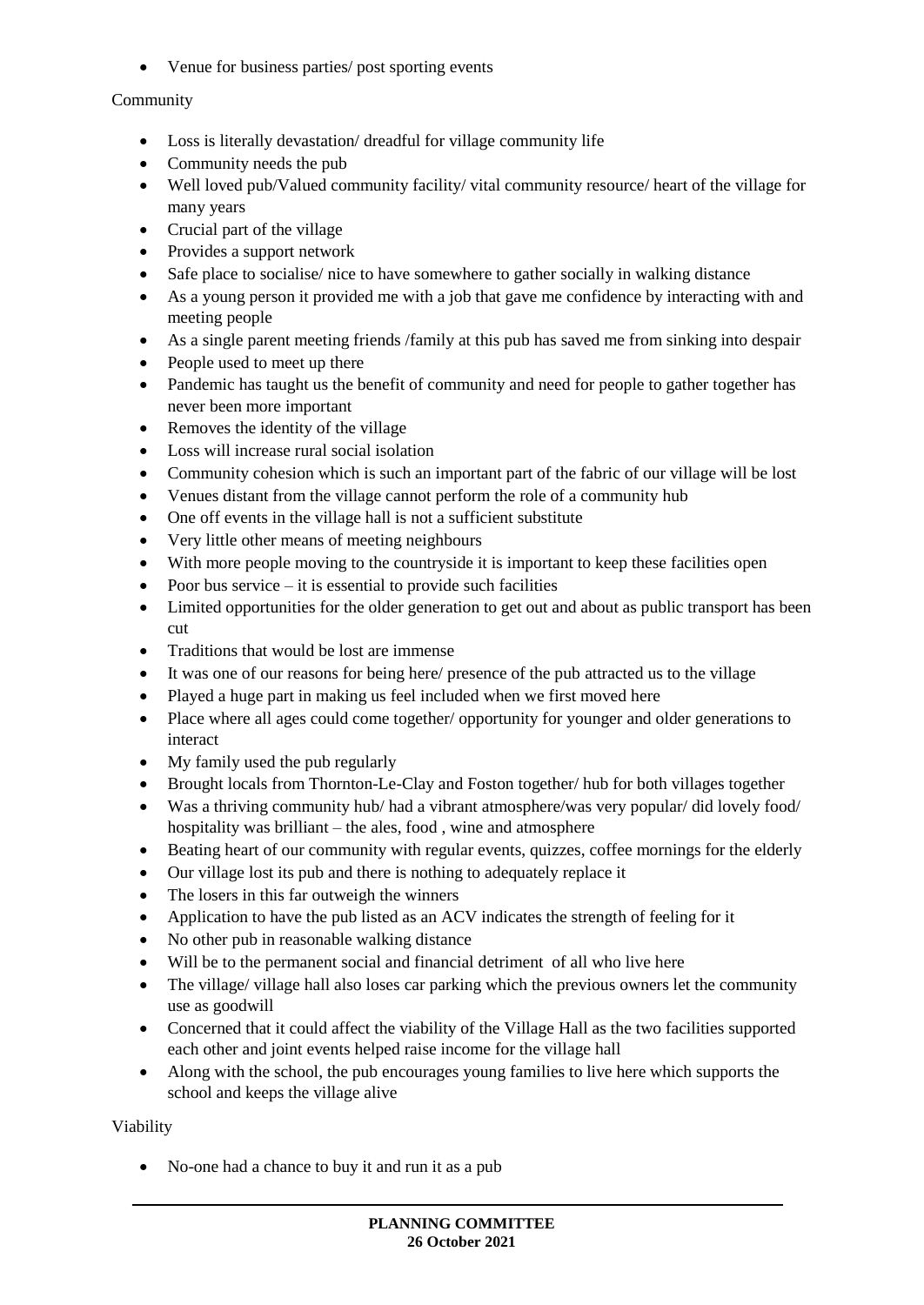- Venue for business parties/ post sporting events

Community

- Loss is literally devastation/ dreadful for village community life
- Community needs the pub
- Well loved pub/Valued community facility/ vital community resource/ heart of the village for many years
- Crucial part of the village
- Provides a support network
- Safe place to socialise/ nice to have somewhere to gather socially in walking distance
- As a young person it provided me with a job that gave me confidence by interacting with and meeting people
- As a single parent meeting friends /family at this pub has saved me from sinking into despair
- People used to meet up there
- Pandemic has taught us the benefit of community and need for people to gather together has never been more important
- Removes the identity of the village
- Loss will increase rural social isolation
- Community cohesion which is such an important part of the fabric of our village will be lost
- Venues distant from the village cannot perform the role of a community hub
- One off events in the village hall is not a sufficient substitute
- Very little other means of meeting neighbours
- With more people moving to the countryside it is important to keep these facilities open
- Poor bus service – it is essential to provide such facilities
- Limited opportunities for the older generation to get out and about as public transport has been cut
- Traditions that would be lost are immense
- It was one of our reasons for being here/ presence of the pub attracted us to the village
- Played a huge part in making us feel included when we first moved here
- Place where all ages could come together/ opportunity for younger and older generations to interact
- My family used the pub regularly
- Brought locals from Thornton-Le-Clay and Foston together/ hub for both villages together
- Was a thriving community hub/ had a vibrant atmosphere/was very popular/ did lovely food/ hospitality was brilliant – the ales, food , wine and atmosphere
- Beating heart of our community with regular events, quizzes, coffee mornings for the elderly
- Our village lost its pub and there is nothing to adequately replace it
- The losers in this far outweigh the winners
- Application to have the pub listed as an ACV indicates the strength of feeling for it
- No other pub in reasonable walking distance
- Will be to the permanent social and financial detriment of all who live here
- The village/ village hall also loses car parking which the previous owners let the community use as goodwill
- Concerned that it could affect the viability of the Village Hall as the two facilities supported each other and joint events helped raise income for the village hall
- Along with the school, the pub encourages young families to live here which supports the school and keeps the village alive

Viability

- No-one had a chance to buy it and run it as a pub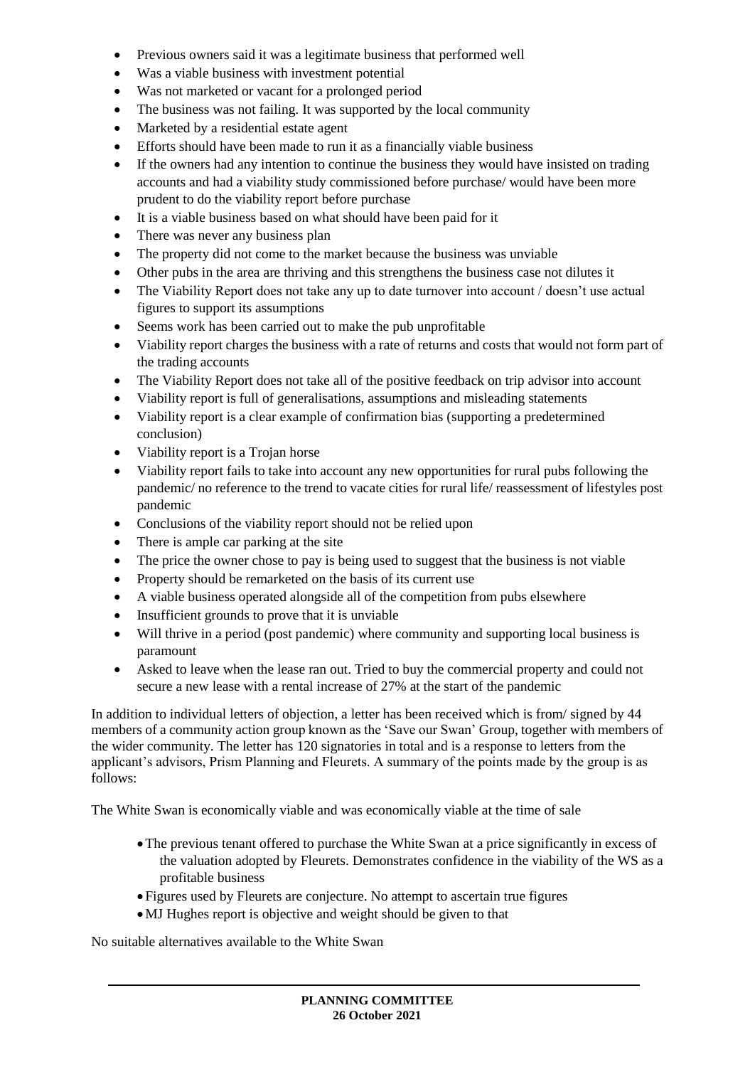- Previous owners said it was a legitimate business that performed well
- Was a viable business with investment potential
- Was not marketed or vacant for a prolonged period
- The business was not failing. It was supported by the local community
- Marketed by a residential estate agent
- Efforts should have been made to run it as a financially viable business
- If the owners had any intention to continue the business they would have insisted on trading accounts and had a viability study commissioned before purchase/ would have been more prudent to do the viability report before purchase
- It is a viable business based on what should have been paid for it
- There was never any business plan
- The property did not come to the market because the business was unviable
- Other pubs in the area are thriving and this strengthens the business case not dilutes it
- The Viability Report does not take any up to date turnover into account / doesn't use actual figures to support its assumptions
- Seems work has been carried out to make the pub unprofitable
- Viability report charges the business with a rate of returns and costs that would not form part of the trading accounts
- The Viability Report does not take all of the positive feedback on trip advisor into account
- Viability report is full of generalisations, assumptions and misleading statements
- Viability report is a clear example of confirmation bias (supporting a predetermined conclusion)
- Viability report is a Trojan horse
- Viability report fails to take into account any new opportunities for rural pubs following the pandemic/ no reference to the trend to vacate cities for rural life/ reassessment of lifestyles post pandemic
- Conclusions of the viability report should not be relied upon
- There is ample car parking at the site
- The price the owner chose to pay is being used to suggest that the business is not viable
- Property should be remarketed on the basis of its current use
- A viable business operated alongside all of the competition from pubs elsewhere
- Insufficient grounds to prove that it is unviable
- Will thrive in a period (post pandemic) where community and supporting local business is paramount
- Asked to leave when the lease ran out. Tried to buy the commercial property and could not secure a new lease with a rental increase of 27% at the start of the pandemic

In addition to individual letters of objection, a letter has been received which is from/ signed by 44 members of a community action group known as the 'Save our Swan' Group, together with members of the wider community. The letter has 120 signatories in total and is a response to letters from the applicant's advisors, Prism Planning and Fleurets. A summary of the points made by the group is as follows:

The White Swan is economically viable and was economically viable at the time of sale

- The previous tenant offered to purchase the White Swan at a price significantly in excess of the valuation adopted by Fleurets. Demonstrates confidence in the viability of the WS as a profitable business
- Figures used by Fleurets are conjecture. No attempt to ascertain true figures
- MJ Hughes report is objective and weight should be given to that

No suitable alternatives available to the White Swan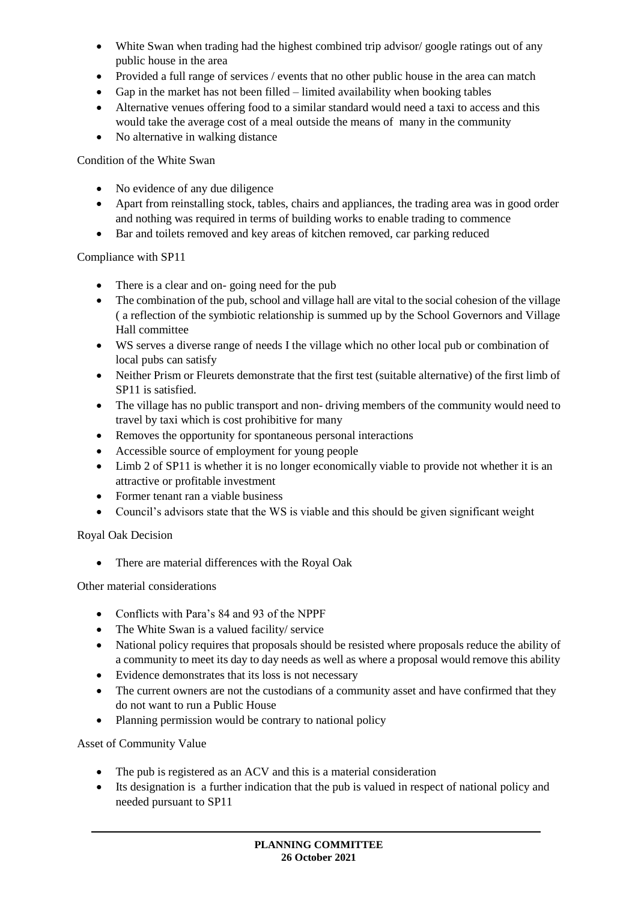- White Swan when trading had the highest combined trip advisor/ google ratings out of any public house in the area
- Provided a full range of services / events that no other public house in the area can match
- Gap in the market has not been filled – limited availability when booking tables
- Alternative venues offering food to a similar standard would need a taxi to access and this would take the average cost of a meal outside the means of many in the community
- No alternative in walking distance

Condition of the White Swan

- No evidence of any due diligence
- Apart from reinstalling stock, tables, chairs and appliances, the trading area was in good order and nothing was required in terms of building works to enable trading to commence
- Bar and toilets removed and key areas of kitchen removed, car parking reduced

Compliance with SP11

- There is a clear and on- going need for the pub
- The combination of the pub, school and village hall are vital to the social cohesion of the village ( a reflection of the symbiotic relationship is summed up by the School Governors and Village Hall committee
- WS serves a diverse range of needs I the village which no other local pub or combination of local pubs can satisfy
- Neither Prism or Fleurets demonstrate that the first test (suitable alternative) of the first limb of SP11 is satisfied.
- The village has no public transport and non- driving members of the community would need to travel by taxi which is cost prohibitive for many
- Removes the opportunity for spontaneous personal interactions
- Accessible source of employment for young people
- Limb 2 of SP11 is whether it is no longer economically viable to provide not whether it is an attractive or profitable investment
- Former tenant ran a viable business
- Council's advisors state that the WS is viable and this should be given significant weight

Royal Oak Decision

- There are material differences with the Royal Oak

Other material considerations

- Conflicts with Para's 84 and 93 of the NPPF
- The White Swan is a valued facility/ service
- National policy requires that proposals should be resisted where proposals reduce the ability of a community to meet its day to day needs as well as where a proposal would remove this ability
- Evidence demonstrates that its loss is not necessary
- The current owners are not the custodians of a community asset and have confirmed that they do not want to run a Public House
- Planning permission would be contrary to national policy

Asset of Community Value

- The pub is registered as an ACV and this is a material consideration
- Its designation is a further indication that the pub is valued in respect of national policy and needed pursuant to SP11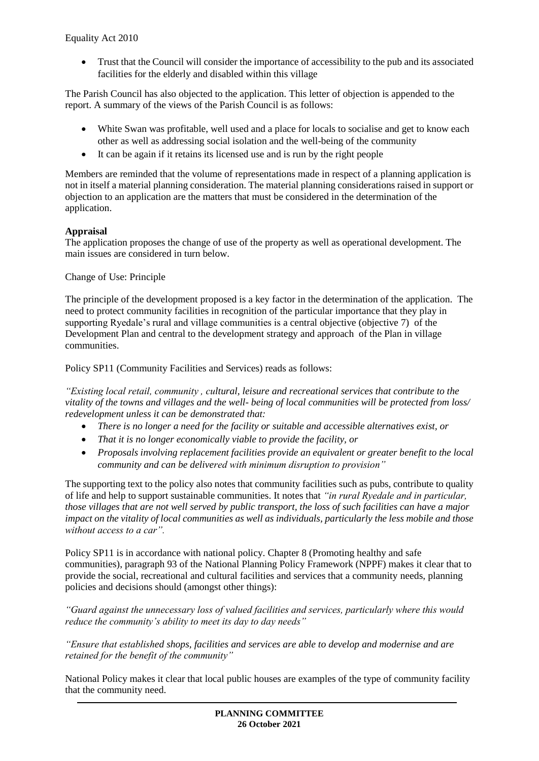Equality Act 2010

- Trust that the Council will consider the importance of accessibility to the pub and its associated facilities for the elderly and disabled within this village

The Parish Council has also objected to the application. This letter of objection is appended to the report. A summary of the views of the Parish Council is as follows:

- White Swan was profitable, well used and a place for locals to socialise and get to know each other as well as addressing social isolation and the well-being of the community
- It can be again if it retains its licensed use and is run by the right people

Members are reminded that the volume of representations made in respect of a planning application is not in itself a material planning consideration. The material planning considerations raised in support or objection to an application are the matters that must be considered in the determination of the application.

**Appraisal**

The application proposes the change of use of the property as well as operational development. The main issues are considered in turn below.

Change of Use: Principle

The principle of the development proposed is a key factor in the determination of the application. The need to protect community facilities in recognition of the particular importance that they play in supporting Ryedale's rural and village communities is a central objective (objective 7) of the Development Plan and central to the development strategy and approach of the Plan in village communities.

Policy SP11 (Community Facilities and Services) reads as follows:

*"Existing local retail, community , cultural, leisure and recreational services that contribute to the vitality of the towns and villages and the well- being of local communities will be protected from loss/ redevelopment unless it can be demonstrated that:*

- *There is no longer a need for the facility or suitable and accessible alternatives exist, or*
- *That it is no longer economically viable to provide the facility, or*
- *Proposals involving replacement facilities provide an equivalent or greater benefit to the local community and can be delivered with minimum disruption to provision"*

The supporting text to the policy also notes that community facilities such as pubs, contribute to quality of life and help to support sustainable communities. It notes that *"in rural Ryedale and in particular, those villages that are not well served by public transport, the loss of such facilities can have a major impact on the vitality of local communities as well as individuals, particularly the less mobile and those without access to a car".*

Policy SP11 is in accordance with national policy. Chapter 8 (Promoting healthy and safe communities), paragraph 93 of the National Planning Policy Framework (NPPF) makes it clear that to provide the social, recreational and cultural facilities and services that a community needs, planning policies and decisions should (amongst other things):

*"Guard against the unnecessary loss of valued facilities and services, particularly where this would reduce the community's ability to meet its day to day needs"*

*"Ensure that established shops, facilities and services are able to develop and modernise and are retained for the benefit of the community"*

National Policy makes it clear that local public houses are examples of the type of community facility that the community need.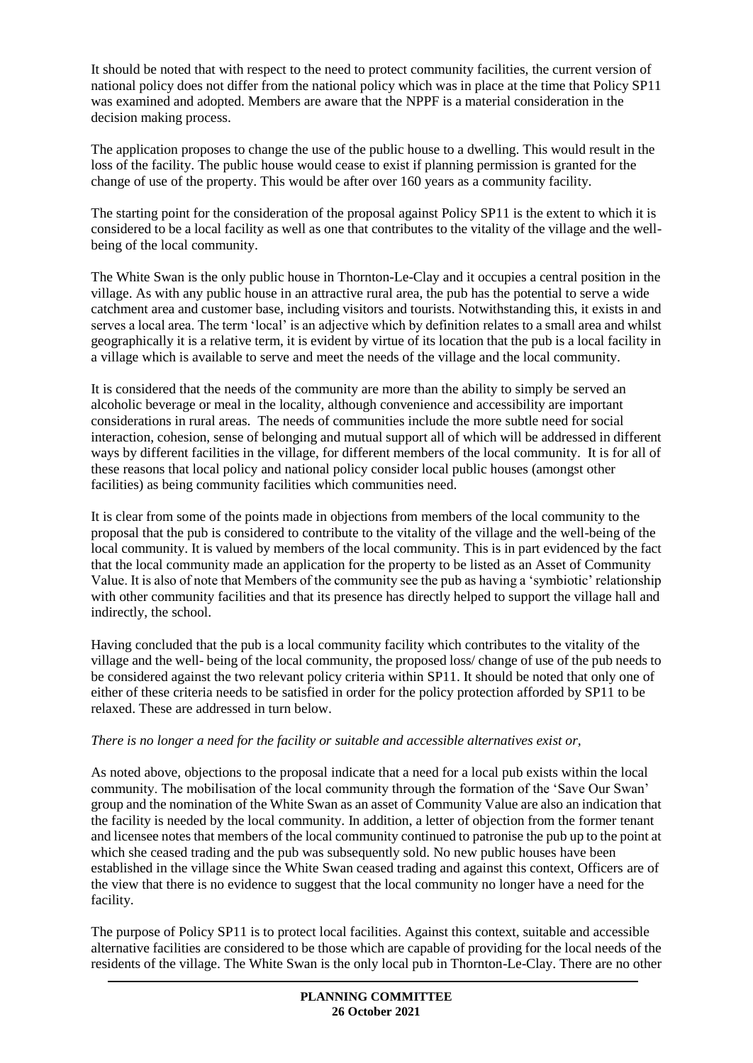It should be noted that with respect to the need to protect community facilities, the current version of national policy does not differ from the national policy which was in place at the time that Policy SP11 was examined and adopted. Members are aware that the NPPF is a material consideration in the decision making process.

The application proposes to change the use of the public house to a dwelling. This would result in the loss of the facility. The public house would cease to exist if planning permission is granted for the change of use of the property. This would be after over 160 years as a community facility.

The starting point for the consideration of the proposal against Policy SP11 is the extent to which it is considered to be a local facility as well as one that contributes to the vitality of the village and the well-being of the local community.

The White Swan is the only public house in Thornton-Le-Clay and it occupies a central position in the village. As with any public house in an attractive rural area, the pub has the potential to serve a wide catchment area and customer base, including visitors and tourists. Notwithstanding this, it exists in and serves a local area. The term 'local' is an adjective which by definition relates to a small area and whilst geographically it is a relative term, it is evident by virtue of its location that the pub is a local facility in a village which is available to serve and meet the needs of the village and the local community.

It is considered that the needs of the community are more than the ability to simply be served an alcoholic beverage or meal in the locality, although convenience and accessibility are important considerations in rural areas. The needs of communities include the more subtle need for social interaction, cohesion, sense of belonging and mutual support all of which will be addressed in different ways by different facilities in the village, for different members of the local community. It is for all of these reasons that local policy and national policy consider local public houses (amongst other facilities) as being community facilities which communities need.

It is clear from some of the points made in objections from members of the local community to the proposal that the pub is considered to contribute to the vitality of the village and the well-being of the local community. It is valued by members of the local community. This is in part evidenced by the fact that the local community made an application for the property to be listed as an Asset of Community Value. It is also of note that Members of the community see the pub as having a 'symbiotic' relationship with other community facilities and that its presence has directly helped to support the village hall and indirectly, the school.

Having concluded that the pub is a local community facility which contributes to the vitality of the village and the well- being of the local community, the proposed loss/ change of use of the pub needs to be considered against the two relevant policy criteria within SP11. It should be noted that only one of either of these criteria needs to be satisfied in order for the policy protection afforded by SP11 to be relaxed. These are addressed in turn below.

*There is no longer a need for the facility or suitable and accessible alternatives exist or,*

As noted above, objections to the proposal indicate that a need for a local pub exists within the local community. The mobilisation of the local community through the formation of the 'Save Our Swan' group and the nomination of the White Swan as an asset of Community Value are also an indication that the facility is needed by the local community. In addition, a letter of objection from the former tenant and licensee notes that members of the local community continued to patronise the pub up to the point at which she ceased trading and the pub was subsequently sold. No new public houses have been established in the village since the White Swan ceased trading and against this context, Officers are of the view that there is no evidence to suggest that the local community no longer have a need for the facility.

The purpose of Policy SP11 is to protect local facilities. Against this context, suitable and accessible alternative facilities are considered to be those which are capable of providing for the local needs of the residents of the village. The White Swan is the only local pub in Thornton-Le-Clay. There are no other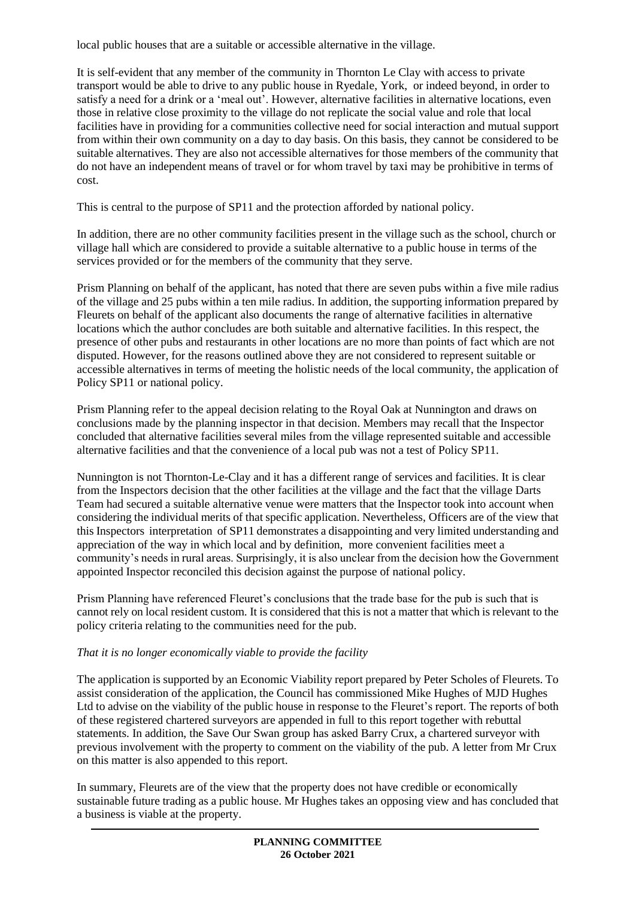local public houses that are a suitable or accessible alternative in the village.

It is self-evident that any member of the community in Thornton Le Clay with access to private transport would be able to drive to any public house in Ryedale, York, or indeed beyond, in order to satisfy a need for a drink or a 'meal out'. However, alternative facilities in alternative locations, even those in relative close proximity to the village do not replicate the social value and role that local facilities have in providing for a communities collective need for social interaction and mutual support from within their own community on a day to day basis. On this basis, they cannot be considered to be suitable alternatives. They are also not accessible alternatives for those members of the community that do not have an independent means of travel or for whom travel by taxi may be prohibitive in terms of cost.

This is central to the purpose of SP11 and the protection afforded by national policy.

In addition, there are no other community facilities present in the village such as the school, church or village hall which are considered to provide a suitable alternative to a public house in terms of the services provided or for the members of the community that they serve.

Prism Planning on behalf of the applicant, has noted that there are seven pubs within a five mile radius of the village and 25 pubs within a ten mile radius. In addition, the supporting information prepared by Fleurets on behalf of the applicant also documents the range of alternative facilities in alternative locations which the author concludes are both suitable and alternative facilities. In this respect, the presence of other pubs and restaurants in other locations are no more than points of fact which are not disputed. However, for the reasons outlined above they are not considered to represent suitable or accessible alternatives in terms of meeting the holistic needs of the local community, the application of Policy SP11 or national policy.

Prism Planning refer to the appeal decision relating to the Royal Oak at Nunnington and draws on conclusions made by the planning inspector in that decision. Members may recall that the Inspector concluded that alternative facilities several miles from the village represented suitable and accessible alternative facilities and that the convenience of a local pub was not a test of Policy SP11.

Nunnington is not Thornton-Le-Clay and it has a different range of services and facilities. It is clear from the Inspectors decision that the other facilities at the village and the fact that the village Darts Team had secured a suitable alternative venue were matters that the Inspector took into account when considering the individual merits of that specific application. Nevertheless, Officers are of the view that this Inspectors interpretation of SP11 demonstrates a disappointing and very limited understanding and appreciation of the way in which local and by definition, more convenient facilities meet a community's needs in rural areas. Surprisingly, it is also unclear from the decision how the Government appointed Inspector reconciled this decision against the purpose of national policy.

Prism Planning have referenced Fleuret's conclusions that the trade base for the pub is such that is cannot rely on local resident custom. It is considered that this is not a matter that which is relevant to the policy criteria relating to the communities need for the pub.

*That it is no longer economically viable to provide the facility*

The application is supported by an Economic Viability report prepared by Peter Scholes of Fleurets. To assist consideration of the application, the Council has commissioned Mike Hughes of MJD Hughes Ltd to advise on the viability of the public house in response to the Fleuret's report. The reports of both of these registered chartered surveyors are appended in full to this report together with rebuttal statements. In addition, the Save Our Swan group has asked Barry Crux, a chartered surveyor with previous involvement with the property to comment on the viability of the pub. A letter from Mr Crux on this matter is also appended to this report.

In summary, Fleurets are of the view that the property does not have credible or economically sustainable future trading as a public house. Mr Hughes takes an opposing view and has concluded that a business is viable at the property.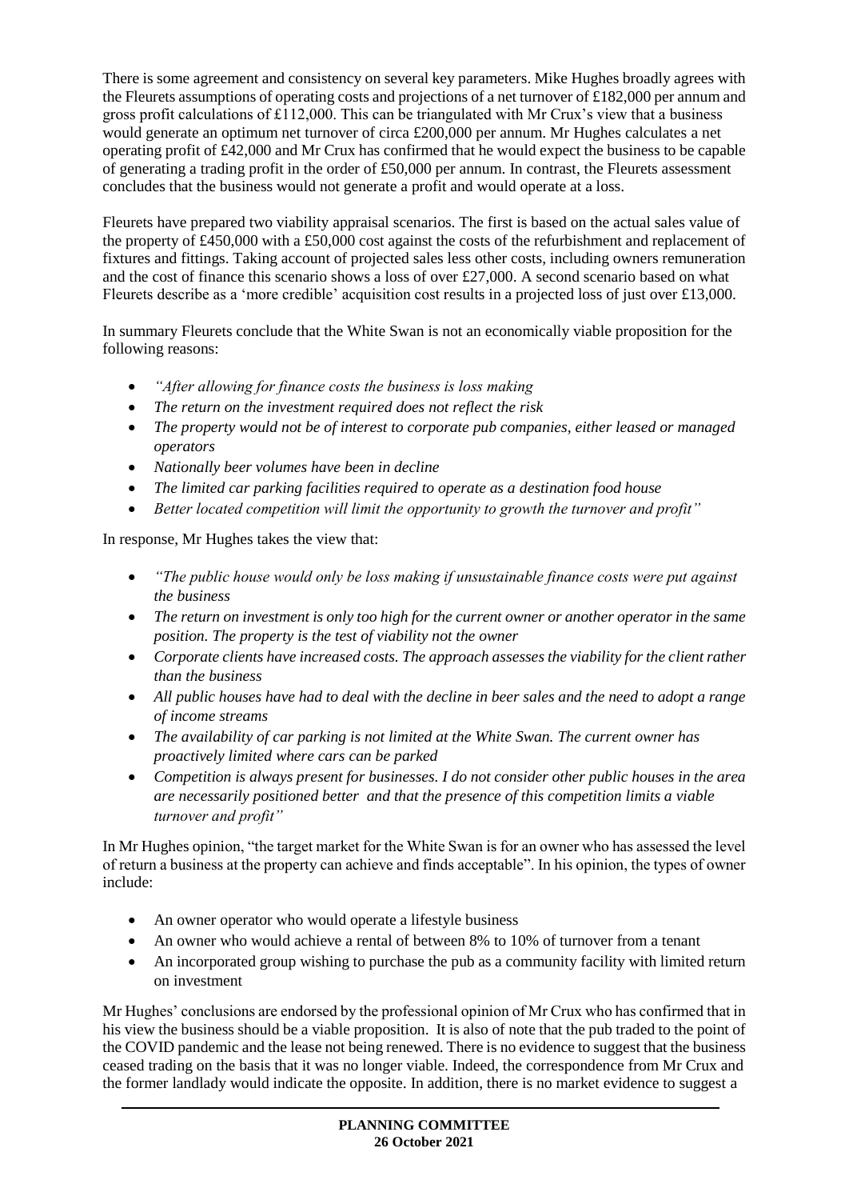There is some agreement and consistency on several key parameters. Mike Hughes broadly agrees with the Fleurets assumptions of operating costs and projections of a net turnover of £182,000 per annum and gross profit calculations of £112,000. This can be triangulated with Mr Crux's view that a business would generate an optimum net turnover of circa £200,000 per annum. Mr Hughes calculates a net operating profit of £42,000 and Mr Crux has confirmed that he would expect the business to be capable of generating a trading profit in the order of £50,000 per annum. In contrast, the Fleurets assessment concludes that the business would not generate a profit and would operate at a loss.

Fleurets have prepared two viability appraisal scenarios. The first is based on the actual sales value of the property of £450,000 with a £50,000 cost against the costs of the refurbishment and replacement of fixtures and fittings. Taking account of projected sales less other costs, including owners remuneration and the cost of finance this scenario shows a loss of over £27,000. A second scenario based on what Fleurets describe as a 'more credible' acquisition cost results in a projected loss of just over £13,000.

In summary Fleurets conclude that the White Swan is not an economically viable proposition for the following reasons:

- *"After allowing for finance costs the business is loss making*
- *The return on the investment required does not reflect the risk*
- *The property would not be of interest to corporate pub companies, either leased or managed operators*
- *Nationally beer volumes have been in decline*
- *The limited car parking facilities required to operate as a destination food house*
- *Better located competition will limit the opportunity to growth the turnover and profit"*

In response, Mr Hughes takes the view that:

- *"The public house would only be loss making if unsustainable finance costs were put against the business*
- *The return on investment is only too high for the current owner or another operator in the same position. The property is the test of viability not the owner*
- *Corporate clients have increased costs. The approach assesses the viability for the client rather than the business*
- *All public houses have had to deal with the decline in beer sales and the need to adopt a range of income streams*
- *The availability of car parking is not limited at the White Swan. The current owner has proactively limited where cars can be parked*
- *Competition is always present for businesses. I do not consider other public houses in the area are necessarily positioned better and that the presence of this competition limits a viable turnover and profit"*

In Mr Hughes opinion, "the target market for the White Swan is for an owner who has assessed the level of return a business at the property can achieve and finds acceptable". In his opinion, the types of owner include:

- An owner operator who would operate a lifestyle business
- An owner who would achieve a rental of between 8% to 10% of turnover from a tenant
- An incorporated group wishing to purchase the pub as a community facility with limited return on investment

Mr Hughes' conclusions are endorsed by the professional opinion of Mr Crux who has confirmed that in his view the business should be a viable proposition. It is also of note that the pub traded to the point of the COVID pandemic and the lease not being renewed. There is no evidence to suggest that the business ceased trading on the basis that it was no longer viable. Indeed, the correspondence from Mr Crux and the former landlady would indicate the opposite. In addition, there is no market evidence to suggest a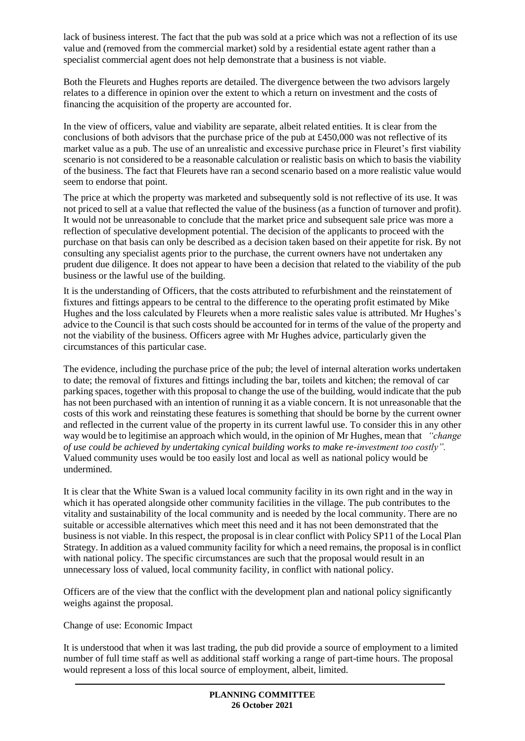lack of business interest. The fact that the pub was sold at a price which was not a reflection of its use value and (removed from the commercial market) sold by a residential estate agent rather than a specialist commercial agent does not help demonstrate that a business is not viable.

Both the Fleurets and Hughes reports are detailed. The divergence between the two advisors largely relates to a difference in opinion over the extent to which a return on investment and the costs of financing the acquisition of the property are accounted for.

In the view of officers, value and viability are separate, albeit related entities. It is clear from the conclusions of both advisors that the purchase price of the pub at £450,000 was not reflective of its market value as a pub. The use of an unrealistic and excessive purchase price in Fleuret's first viability scenario is not considered to be a reasonable calculation or realistic basis on which to basis the viability of the business. The fact that Fleurets have ran a second scenario based on a more realistic value would seem to endorse that point.

The price at which the property was marketed and subsequently sold is not reflective of its use. It was not priced to sell at a value that reflected the value of the business (as a function of turnover and profit). It would not be unreasonable to conclude that the market price and subsequent sale price was more a reflection of speculative development potential. The decision of the applicants to proceed with the purchase on that basis can only be described as a decision taken based on their appetite for risk. By not consulting any specialist agents prior to the purchase, the current owners have not undertaken any prudent due diligence. It does not appear to have been a decision that related to the viability of the pub business or the lawful use of the building.

It is the understanding of Officers, that the costs attributed to refurbishment and the reinstatement of fixtures and fittings appears to be central to the difference to the operating profit estimated by Mike Hughes and the loss calculated by Fleurets when a more realistic sales value is attributed. Mr Hughes's advice to the Council is that such costs should be accounted for in terms of the value of the property and not the viability of the business. Officers agree with Mr Hughes advice, particularly given the circumstances of this particular case.

The evidence, including the purchase price of the pub; the level of internal alteration works undertaken to date; the removal of fixtures and fittings including the bar, toilets and kitchen; the removal of car parking spaces, together with this proposal to change the use of the building, would indicate that the pub has not been purchased with an intention of running it as a viable concern. It is not unreasonable that the costs of this work and reinstating these features is something that should be borne by the current owner and reflected in the current value of the property in its current lawful use. To consider this in any other way would be to legitimise an approach which would, in the opinion of Mr Hughes, mean that *"change of use could be achieved by undertaking cynical building works to make re-investment too costly".* Valued community uses would be too easily lost and local as well as national policy would be undermined.

It is clear that the White Swan is a valued local community facility in its own right and in the way in which it has operated alongside other community facilities in the village. The pub contributes to the vitality and sustainability of the local community and is needed by the local community. There are no suitable or accessible alternatives which meet this need and it has not been demonstrated that the business is not viable. In this respect, the proposal is in clear conflict with Policy SP11 of the Local Plan Strategy. In addition as a valued community facility for which a need remains, the proposal is in conflict with national policy. The specific circumstances are such that the proposal would result in an unnecessary loss of valued, local community facility, in conflict with national policy.

Officers are of the view that the conflict with the development plan and national policy significantly weighs against the proposal.

Change of use: Economic Impact

It is understood that when it was last trading, the pub did provide a source of employment to a limited number of full time staff as well as additional staff working a range of part-time hours. The proposal would represent a loss of this local source of employment, albeit, limited.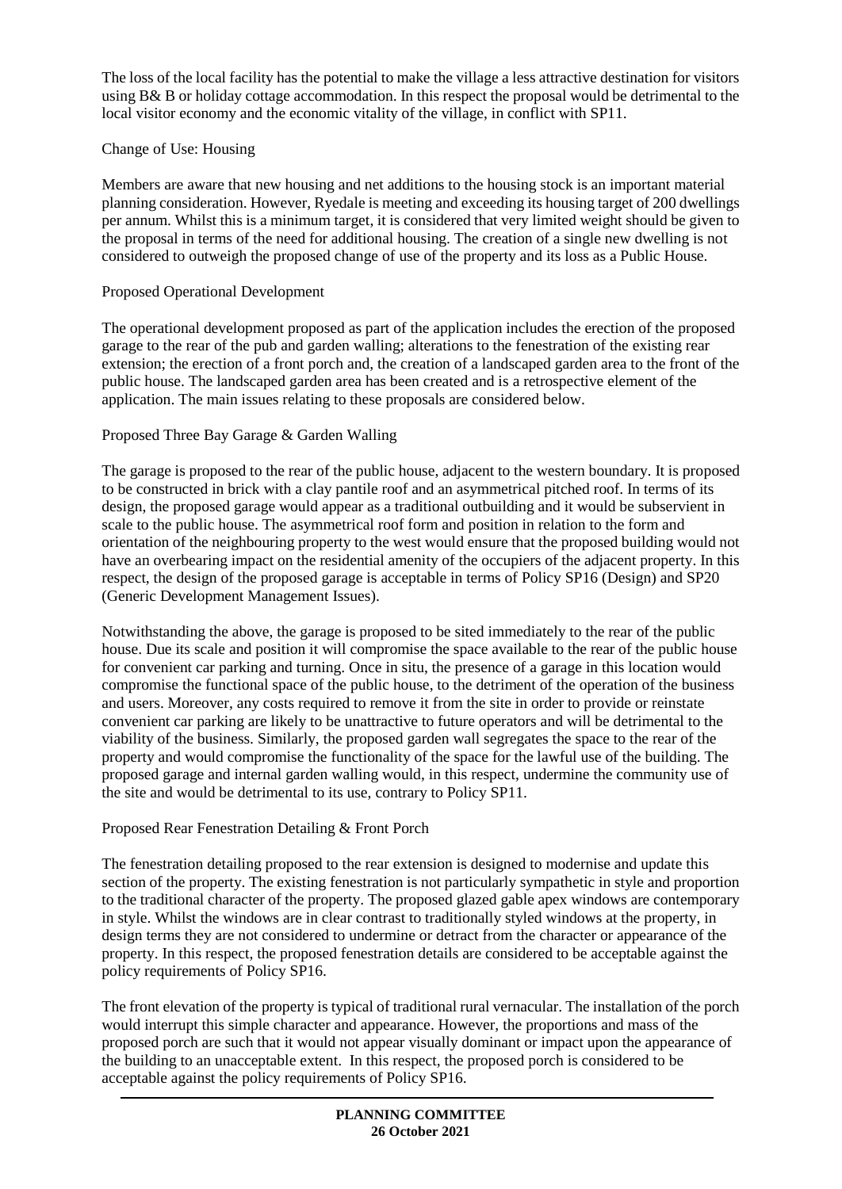The loss of the local facility has the potential to make the village a less attractive destination for visitors using B& B or holiday cottage accommodation. In this respect the proposal would be detrimental to the local visitor economy and the economic vitality of the village, in conflict with SP11.

Change of Use: Housing

Members are aware that new housing and net additions to the housing stock is an important material planning consideration. However, Ryedale is meeting and exceeding its housing target of 200 dwellings per annum. Whilst this is a minimum target, it is considered that very limited weight should be given to the proposal in terms of the need for additional housing. The creation of a single new dwelling is not considered to outweigh the proposed change of use of the property and its loss as a Public House.

Proposed Operational Development

The operational development proposed as part of the application includes the erection of the proposed garage to the rear of the pub and garden walling; alterations to the fenestration of the existing rear extension; the erection of a front porch and, the creation of a landscaped garden area to the front of the public house. The landscaped garden area has been created and is a retrospective element of the application. The main issues relating to these proposals are considered below.

Proposed Three Bay Garage & Garden Walling

The garage is proposed to the rear of the public house, adjacent to the western boundary. It is proposed to be constructed in brick with a clay pantile roof and an asymmetrical pitched roof. In terms of its design, the proposed garage would appear as a traditional outbuilding and it would be subservient in scale to the public house. The asymmetrical roof form and position in relation to the form and orientation of the neighbouring property to the west would ensure that the proposed building would not have an overbearing impact on the residential amenity of the occupiers of the adjacent property. In this respect, the design of the proposed garage is acceptable in terms of Policy SP16 (Design) and SP20 (Generic Development Management Issues).

Notwithstanding the above, the garage is proposed to be sited immediately to the rear of the public house. Due its scale and position it will compromise the space available to the rear of the public house for convenient car parking and turning. Once in situ, the presence of a garage in this location would compromise the functional space of the public house, to the detriment of the operation of the business and users. Moreover, any costs required to remove it from the site in order to provide or reinstate convenient car parking are likely to be unattractive to future operators and will be detrimental to the viability of the business. Similarly, the proposed garden wall segregates the space to the rear of the property and would compromise the functionality of the space for the lawful use of the building. The proposed garage and internal garden walling would, in this respect, undermine the community use of the site and would be detrimental to its use, contrary to Policy SP11.

Proposed Rear Fenestration Detailing & Front Porch

The fenestration detailing proposed to the rear extension is designed to modernise and update this section of the property. The existing fenestration is not particularly sympathetic in style and proportion to the traditional character of the property. The proposed glazed gable apex windows are contemporary in style. Whilst the windows are in clear contrast to traditionally styled windows at the property, in design terms they are not considered to undermine or detract from the character or appearance of the property. In this respect, the proposed fenestration details are considered to be acceptable against the policy requirements of Policy SP16.

The front elevation of the property is typical of traditional rural vernacular. The installation of the porch would interrupt this simple character and appearance. However, the proportions and mass of the proposed porch are such that it would not appear visually dominant or impact upon the appearance of the building to an unacceptable extent. In this respect, the proposed porch is considered to be acceptable against the policy requirements of Policy SP16.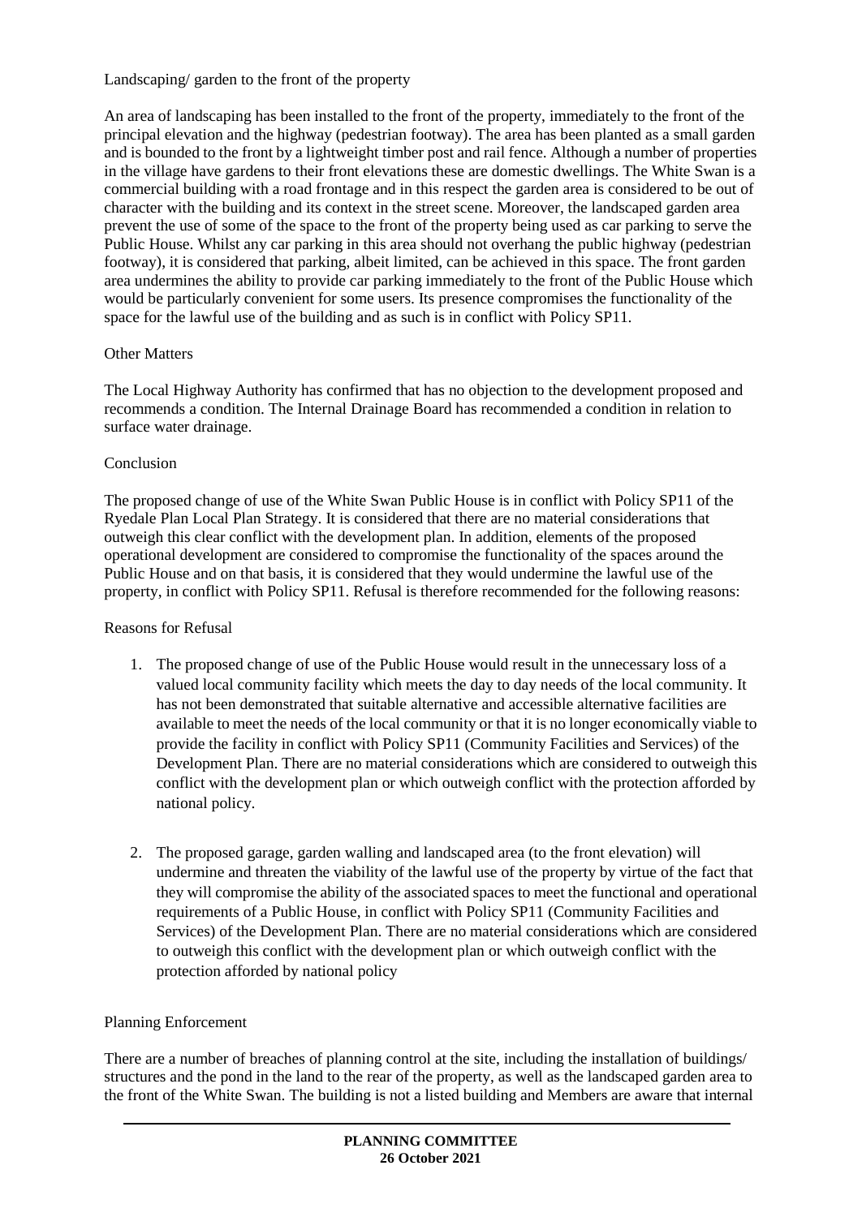Landscaping/ garden to the front of the property

An area of landscaping has been installed to the front of the property, immediately to the front of the principal elevation and the highway (pedestrian footway). The area has been planted as a small garden and is bounded to the front by a lightweight timber post and rail fence. Although a number of properties in the village have gardens to their front elevations these are domestic dwellings. The White Swan is a commercial building with a road frontage and in this respect the garden area is considered to be out of character with the building and its context in the street scene. Moreover, the landscaped garden area prevent the use of some of the space to the front of the property being used as car parking to serve the Public House. Whilst any car parking in this area should not overhang the public highway (pedestrian footway), it is considered that parking, albeit limited, can be achieved in this space. The front garden area undermines the ability to provide car parking immediately to the front of the Public House which would be particularly convenient for some users. Its presence compromises the functionality of the space for the lawful use of the building and as such is in conflict with Policy SP11.

Other Matters

The Local Highway Authority has confirmed that has no objection to the development proposed and recommends a condition. The Internal Drainage Board has recommended a condition in relation to surface water drainage.

Conclusion

The proposed change of use of the White Swan Public House is in conflict with Policy SP11 of the Ryedale Plan Local Plan Strategy. It is considered that there are no material considerations that outweigh this clear conflict with the development plan. In addition, elements of the proposed operational development are considered to compromise the functionality of the spaces around the Public House and on that basis, it is considered that they would undermine the lawful use of the property, in conflict with Policy SP11. Refusal is therefore recommended for the following reasons:

Reasons for Refusal

1. The proposed change of use of the Public House would result in the unnecessary loss of a valued local community facility which meets the day to day needs of the local community. It has not been demonstrated that suitable alternative and accessible alternative facilities are available to meet the needs of the local community or that it is no longer economically viable to provide the facility in conflict with Policy SP11 (Community Facilities and Services) of the Development Plan. There are no material considerations which are considered to outweigh this conflict with the development plan or which outweigh conflict with the protection afforded by national policy.

2. The proposed garage, garden walling and landscaped area (to the front elevation) will undermine and threaten the viability of the lawful use of the property by virtue of the fact that they will compromise the ability of the associated spaces to meet the functional and operational requirements of a Public House, in conflict with Policy SP11 (Community Facilities and Services) of the Development Plan. There are no material considerations which are considered to outweigh this conflict with the development plan or which outweigh conflict with the protection afforded by national policy

Planning Enforcement

There are a number of breaches of planning control at the site, including the installation of buildings/ structures and the pond in the land to the rear of the property, as well as the landscaped garden area to the front of the White Swan. The building is not a listed building and Members are aware that internal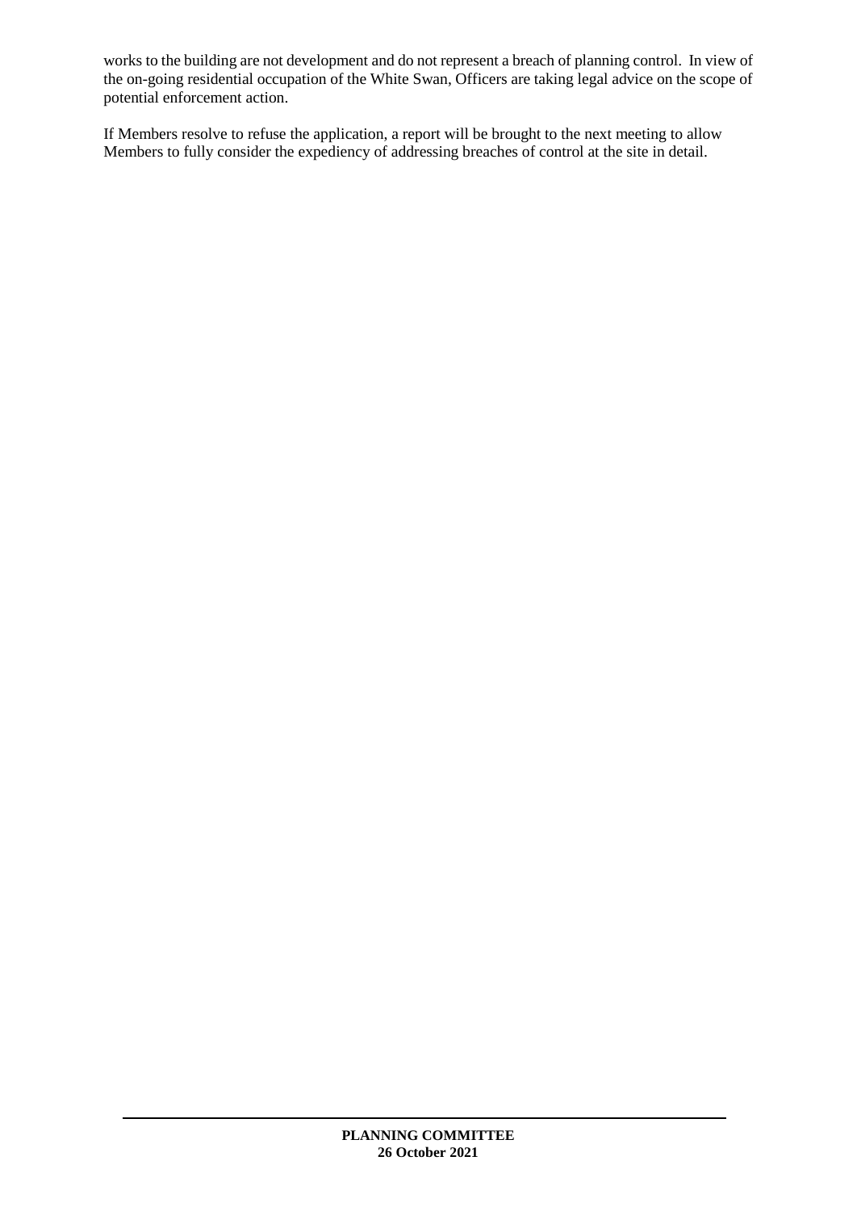works to the building are not development and do not represent a breach of planning control. In view of the on-going residential occupation of the White Swan, Officers are taking legal advice on the scope of potential enforcement action.

If Members resolve to refuse the application, a report will be brought to the next meeting to allow Members to fully consider the expediency of addressing breaches of control at the site in detail.